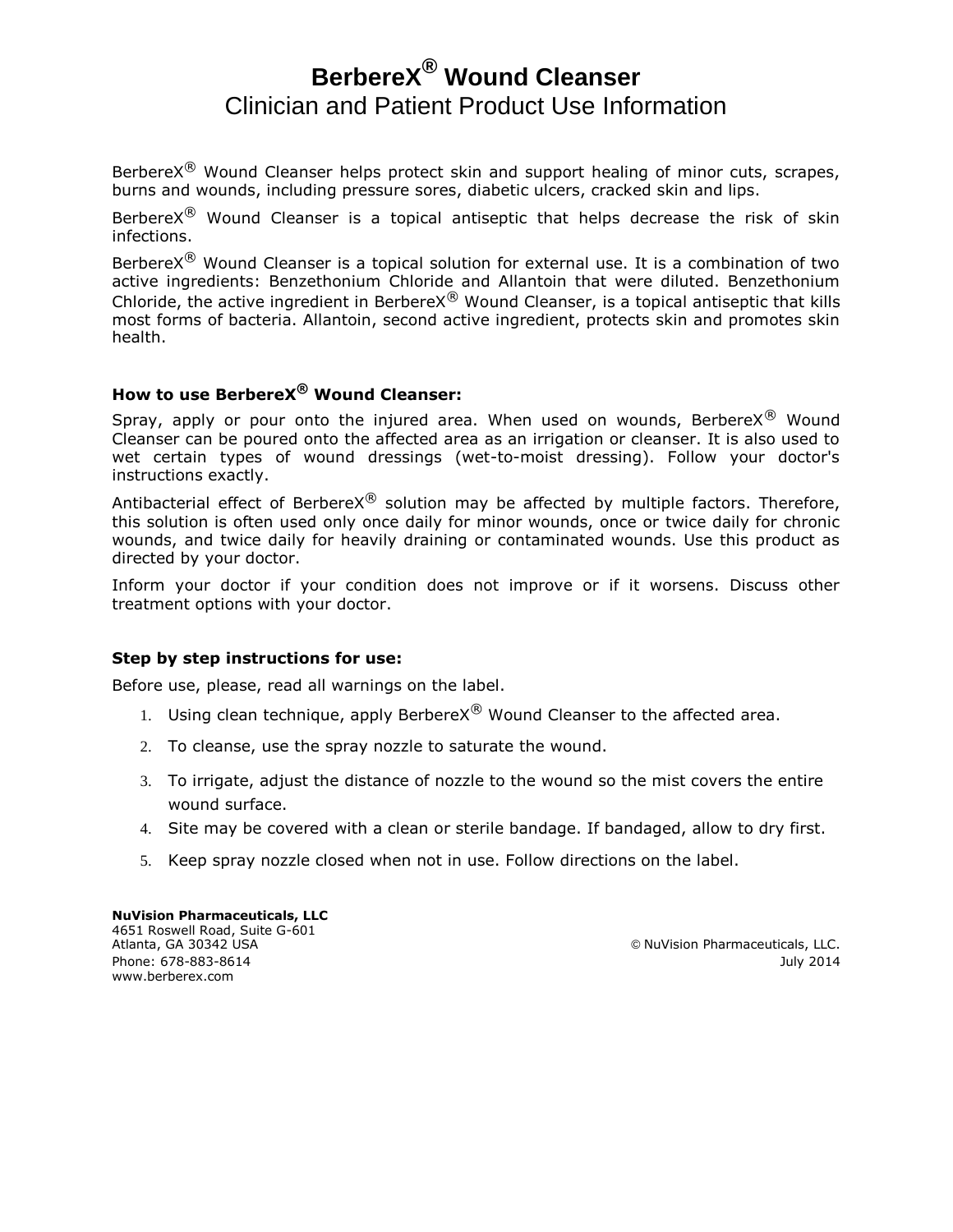# BerbereX® Wound Cleanser

## Clinician and Patient Product Use Information

BerbereX® Wound Cleanser helps protect skin and support healing of minor cuts, scrapes, burns and wounds, including pressure sores, diabetic ulcers, cracked skin and lips.

BerbereX® Wound Cleanser is a topical antiseptic that helps decrease the risk of skin infections.

BerbereX® Wound Cleanser is a topical solution for external use. It is a combination of two active ingredients: Benzethonium Chloride and Allantoin that were diluted. Benzethonium Chloride, the active ingredient in BerbereX® Wound Cleanser, is a topical antiseptic that kills most forms of bacteria. Allantoin, second active ingredient, protects skin and promotes skin health.

### How to use BerbereX® Wound Cleanser:

Spray, apply or pour onto the injured area. When used on wounds, BerbereX® Wound Cleanser can be poured onto the affected area as an irrigation or cleanser. It is also used to wet certain types of wound dressings (wet-to-moist dressing). Follow your doctor's instructions exactly.

Antibacterial effect of BerbereX® solution may be affected by multiple factors. Therefore, this solution is often used only once daily for minor wounds, once or twice daily for chronic wounds, and twice daily for heavily draining or contaminated wounds. Use this product as directed by your doctor.

Inform your doctor if your condition does not improve or if it worsens. Discuss other treatment options with your doctor.

### Step by step instructions for use:

Before use, please, read all warnings on the label.

1. Using clean technique, apply BerbereX® Wound Cleanser to the affected area.
2. To cleanse, use the spray nozzle to saturate the wound.
3. To irrigate, adjust the distance of nozzle to the wound so the mist covers the entire wound surface.
4. Site may be covered with a clean or sterile bandage. If bandaged, allow to dry first.
5. Keep spray nozzle closed when not in use. Follow directions on the label.

**NuVision Pharmaceuticals, LLC**
4651 Roswell Road, Suite G-601
Atlanta, GA 30342 USA
Phone: 678-883-8614
www.berberex.com

© NuVision Pharmaceuticals, LLC.
July 2014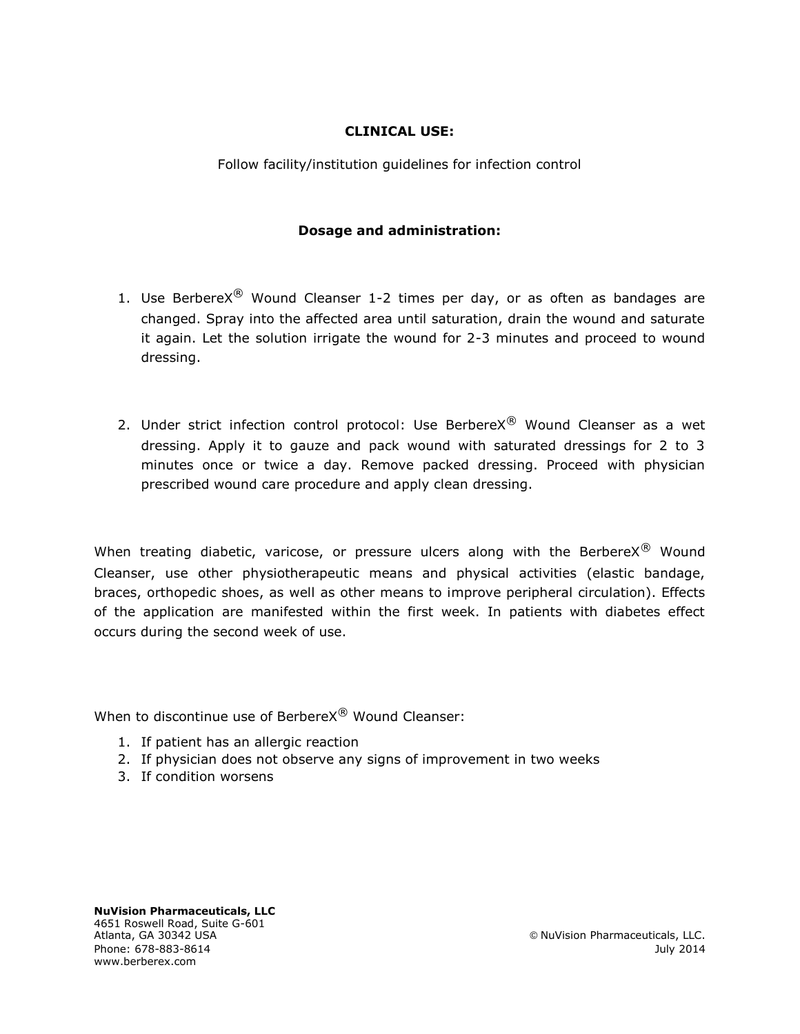**CLINICAL USE:**

Follow facility/institution guidelines for infection control

**Dosage and administration:**

1. Use BerbereX® Wound Cleanser 1-2 times per day, or as often as bandages are changed. Spray into the affected area until saturation, drain the wound and saturate it again. Let the solution irrigate the wound for 2-3 minutes and proceed to wound dressing.

2. Under strict infection control protocol: Use BerbereX® Wound Cleanser as a wet dressing. Apply it to gauze and pack wound with saturated dressings for 2 to 3 minutes once or twice a day. Remove packed dressing. Proceed with physician prescribed wound care procedure and apply clean dressing.

When treating diabetic, varicose, or pressure ulcers along with the BerbereX® Wound Cleanser, use other physiotherapeutic means and physical activities (elastic bandage, braces, orthopedic shoes, as well as other means to improve peripheral circulation). Effects of the application are manifested within the first week. In patients with diabetes effect occurs during the second week of use.

When to discontinue use of BerbereX® Wound Cleanser:

1. If patient has an allergic reaction
2. If physician does not observe any signs of improvement in two weeks
3. If condition worsens

**NuVision Pharmaceuticals, LLC**
4651 Roswell Road, Suite G-601
Atlanta, GA 30342 USA
Phone: 678-883-8614
www.berberex.com

© NuVision Pharmaceuticals, LLC.
July 2014